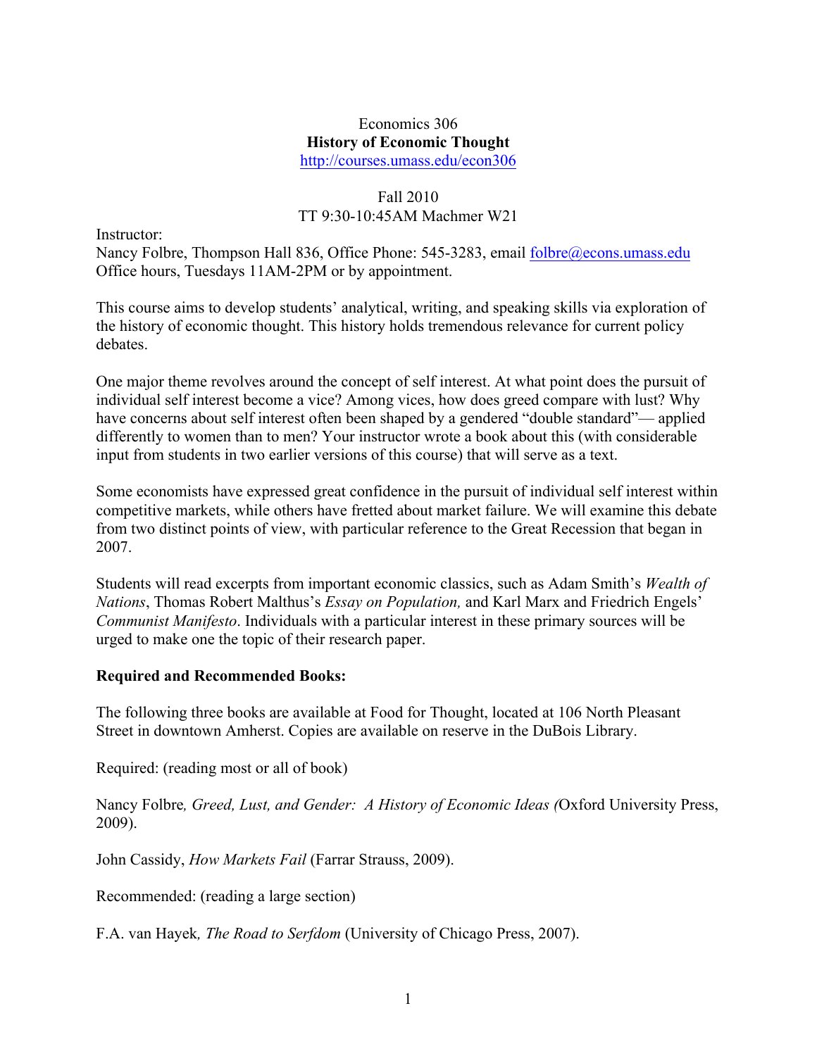Economics 306

**History of Economic Thought**

http://courses.umass.edu/econ306

Fall 2010

TT 9:30-10:45AM Machmer W21

Instructor:
Nancy Folbre, Thompson Hall 836, Office Phone: 545-3283, email folbre@econs.umass.edu
Office hours, Tuesdays 11AM-2PM or by appointment.

This course aims to develop students' analytical, writing, and speaking skills via exploration of the history of economic thought. This history holds tremendous relevance for current policy debates.

One major theme revolves around the concept of self interest. At what point does the pursuit of individual self interest become a vice? Among vices, how does greed compare with lust? Why have concerns about self interest often been shaped by a gendered "double standard"— applied differently to women than to men? Your instructor wrote a book about this (with considerable input from students in two earlier versions of this course) that will serve as a text.

Some economists have expressed great confidence in the pursuit of individual self interest within competitive markets, while others have fretted about market failure. We will examine this debate from two distinct points of view, with particular reference to the Great Recession that began in 2007.

Students will read excerpts from important economic classics, such as Adam Smith's *Wealth of Nations*, Thomas Robert Malthus's *Essay on Population,* and Karl Marx and Friedrich Engels' *Communist Manifesto*. Individuals with a particular interest in these primary sources will be urged to make one the topic of their research paper.

**Required and Recommended Books:**

The following three books are available at Food for Thought, located at 106 North Pleasant Street in downtown Amherst. Copies are available on reserve in the DuBois Library.

Required: (reading most or all of book)

Nancy Folbre*, Greed, Lust, and Gender: A History of Economic Ideas (*Oxford University Press, 2009).

John Cassidy, *How Markets Fail* (Farrar Strauss, 2009).

Recommended: (reading a large section)

F.A. van Hayek*, The Road to Serfdom* (University of Chicago Press, 2007).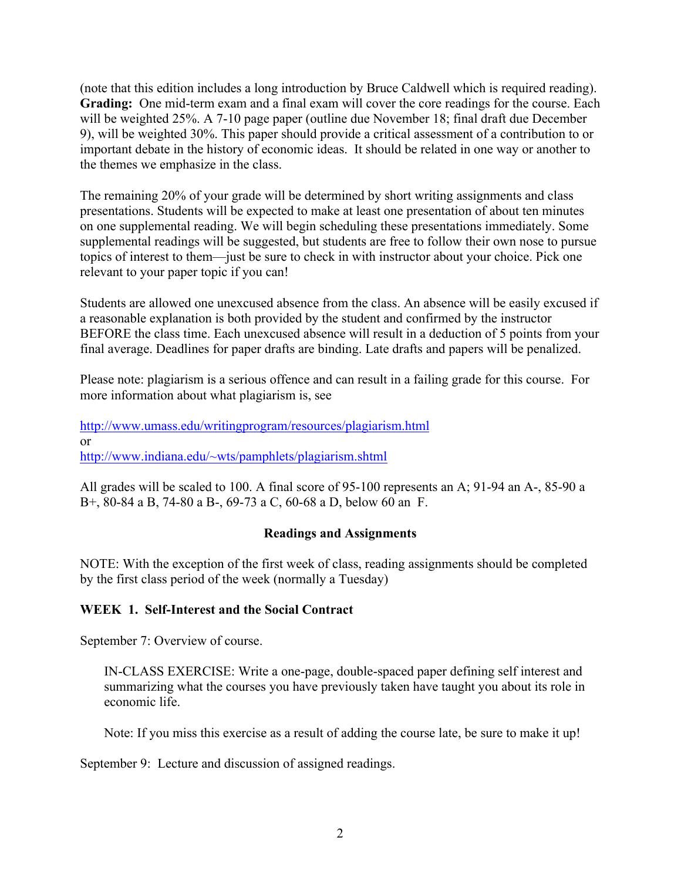(note that this edition includes a long introduction by Bruce Caldwell which is required reading). **Grading:** One mid-term exam and a final exam will cover the core readings for the course. Each will be weighted 25%. A 7-10 page paper (outline due November 18; final draft due December 9), will be weighted 30%. This paper should provide a critical assessment of a contribution to or important debate in the history of economic ideas. It should be related in one way or another to the themes we emphasize in the class.

The remaining 20% of your grade will be determined by short writing assignments and class presentations. Students will be expected to make at least one presentation of about ten minutes on one supplemental reading. We will begin scheduling these presentations immediately. Some supplemental readings will be suggested, but students are free to follow their own nose to pursue topics of interest to them—just be sure to check in with instructor about your choice. Pick one relevant to your paper topic if you can!

Students are allowed one unexcused absence from the class. An absence will be easily excused if a reasonable explanation is both provided by the student and confirmed by the instructor BEFORE the class time. Each unexcused absence will result in a deduction of 5 points from your final average. Deadlines for paper drafts are binding. Late drafts and papers will be penalized.

Please note: plagiarism is a serious offence and can result in a failing grade for this course. For more information about what plagiarism is, see

http://www.umass.edu/writingprogram/resources/plagiarism.html
or
http://www.indiana.edu/~wts/pamphlets/plagiarism.shtml

All grades will be scaled to 100. A final score of 95-100 represents an A; 91-94 an A-, 85-90 a B+, 80-84 a B, 74-80 a B-, 69-73 a C, 60-68 a D, below 60 an F.

## Readings and Assignments

NOTE: With the exception of the first week of class, reading assignments should be completed by the first class period of the week (normally a Tuesday)

### WEEK 1. Self-Interest and the Social Contract

September 7: Overview of course.

> IN-CLASS EXERCISE: Write a one-page, double-spaced paper defining self interest and summarizing what the courses you have previously taken have taught you about its role in economic life.
>
> Note: If you miss this exercise as a result of adding the course late, be sure to make it up!

September 9: Lecture and discussion of assigned readings.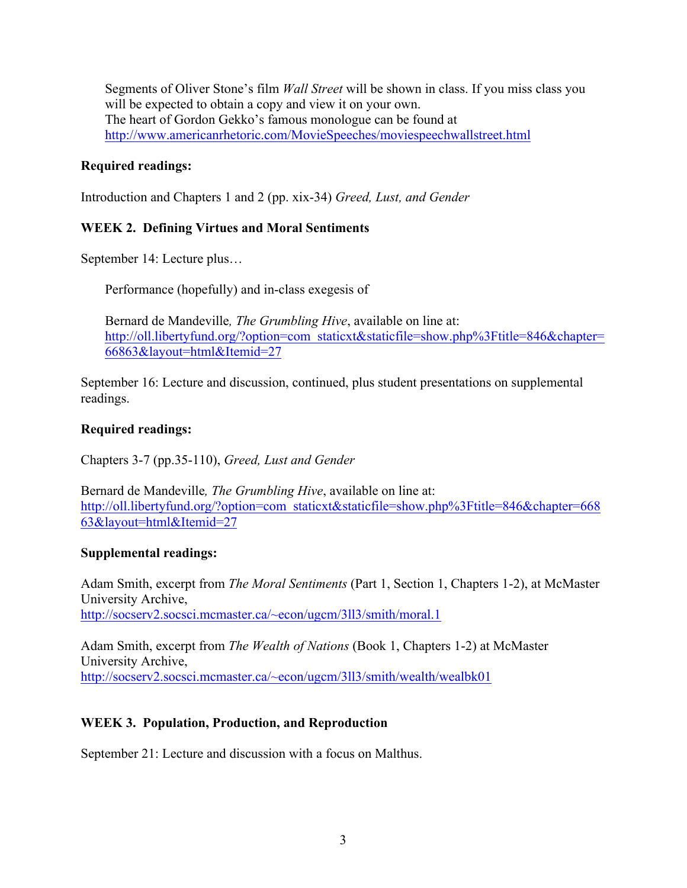Segments of Oliver Stone's film *Wall Street* will be shown in class. If you miss class you will be expected to obtain a copy and view it on your own.
The heart of Gordon Gekko's famous monologue can be found at http://www.americanrhetoric.com/MovieSpeeches/moviespeechwallstreet.html

**Required readings:**

Introduction and Chapters 1 and 2 (pp. xix-34) *Greed, Lust, and Gender*

### WEEK 2. Defining Virtues and Moral Sentiments

September 14: Lecture plus…

Performance (hopefully) and in-class exegesis of

Bernard de Mandeville*, The Grumbling Hive*, available on line at: http://oll.libertyfund.org/?option=com_staticxt&staticfile=show.php%3Ftitle=846&chapter=66863&layout=html&Itemid=27

September 16: Lecture and discussion, continued, plus student presentations on supplemental readings.

**Required readings:**

Chapters 3-7 (pp.35-110), *Greed, Lust and Gender*

Bernard de Mandeville*, The Grumbling Hive*, available on line at: http://oll.libertyfund.org/?option=com_staticxt&staticfile=show.php%3Ftitle=846&chapter=66863&layout=html&Itemid=27

**Supplemental readings:**

Adam Smith, excerpt from *The Moral Sentiments* (Part 1, Section 1, Chapters 1-2), at McMaster University Archive, http://socserv2.socsci.mcmaster.ca/~econ/ugcm/3ll3/smith/moral.1

Adam Smith, excerpt from *The Wealth of Nations* (Book 1, Chapters 1-2) at McMaster University Archive, http://socserv2.socsci.mcmaster.ca/~econ/ugcm/3ll3/smith/wealth/wealbk01

### WEEK 3. Population, Production, and Reproduction

September 21: Lecture and discussion with a focus on Malthus.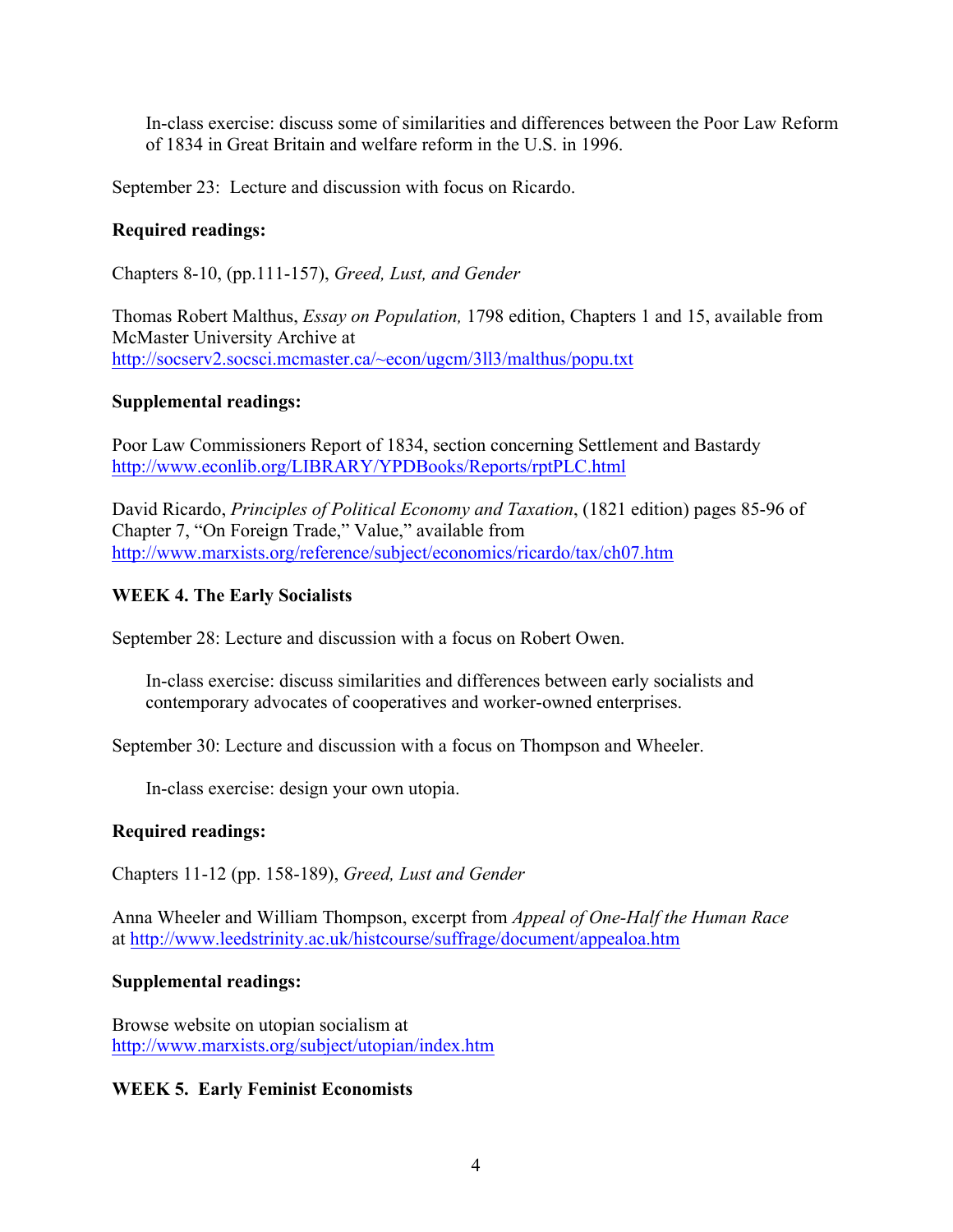In-class exercise: discuss some of similarities and differences between the Poor Law Reform of 1834 in Great Britain and welfare reform in the U.S. in 1996.

September 23: Lecture and discussion with focus on Ricardo.

**Required readings:**

Chapters 8-10, (pp.111-157), *Greed, Lust, and Gender*

Thomas Robert Malthus, *Essay on Population,* 1798 edition, Chapters 1 and 15, available from McMaster University Archive at http://socserv2.socsci.mcmaster.ca/~econ/ugcm/3ll3/malthus/popu.txt

**Supplemental readings:**

Poor Law Commissioners Report of 1834, section concerning Settlement and Bastardy http://www.econlib.org/LIBRARY/YPDBooks/Reports/rptPLC.html

David Ricardo, *Principles of Political Economy and Taxation*, (1821 edition) pages 85-96 of Chapter 7, "On Foreign Trade," Value," available from http://www.marxists.org/reference/subject/economics/ricardo/tax/ch07.htm

**WEEK 4. The Early Socialists**

September 28: Lecture and discussion with a focus on Robert Owen.

In-class exercise: discuss similarities and differences between early socialists and contemporary advocates of cooperatives and worker-owned enterprises.

September 30: Lecture and discussion with a focus on Thompson and Wheeler.

In-class exercise: design your own utopia.

**Required readings:**

Chapters 11-12 (pp. 158-189), *Greed, Lust and Gender*

Anna Wheeler and William Thompson, excerpt from *Appeal of One-Half the Human Race* at http://www.leedstrinity.ac.uk/histcourse/suffrage/document/appealoa.htm

**Supplemental readings:**

Browse website on utopian socialism at http://www.marxists.org/subject/utopian/index.htm

**WEEK 5. Early Feminist Economists**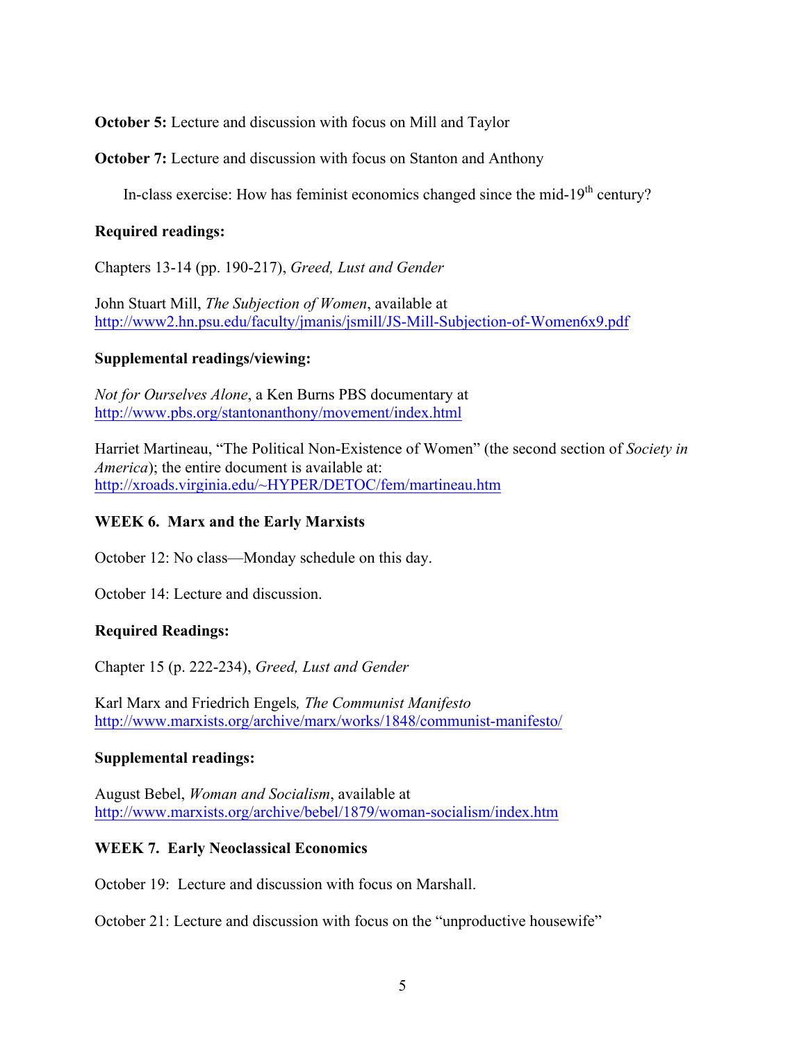**October 5:** Lecture and discussion with focus on Mill and Taylor

**October 7:** Lecture and discussion with focus on Stanton and Anthony

In-class exercise: How has feminist economics changed since the mid-19th century?

**Required readings:**

Chapters 13-14 (pp. 190-217), *Greed, Lust and Gender*

John Stuart Mill, *The Subjection of Women*, available at http://www2.hn.psu.edu/faculty/jmanis/jsmill/JS-Mill-Subjection-of-Women6x9.pdf

**Supplemental readings/viewing:**

*Not for Ourselves Alone*, a Ken Burns PBS documentary at http://www.pbs.org/stantonanthony/movement/index.html

Harriet Martineau, "The Political Non-Existence of Women" (the second section of *Society in America*); the entire document is available at: http://xroads.virginia.edu/~HYPER/DETOC/fem/martineau.htm

**WEEK 6. Marx and the Early Marxists**

October 12: No class—Monday schedule on this day.

October 14: Lecture and discussion.

**Required Readings:**

Chapter 15 (p. 222-234), *Greed, Lust and Gender*

Karl Marx and Friedrich Engels*, The Communist Manifesto* http://www.marxists.org/archive/marx/works/1848/communist-manifesto/

**Supplemental readings:**

August Bebel, *Woman and Socialism*, available at http://www.marxists.org/archive/bebel/1879/woman-socialism/index.htm

**WEEK 7. Early Neoclassical Economics**

October 19: Lecture and discussion with focus on Marshall.

October 21: Lecture and discussion with focus on the "unproductive housewife"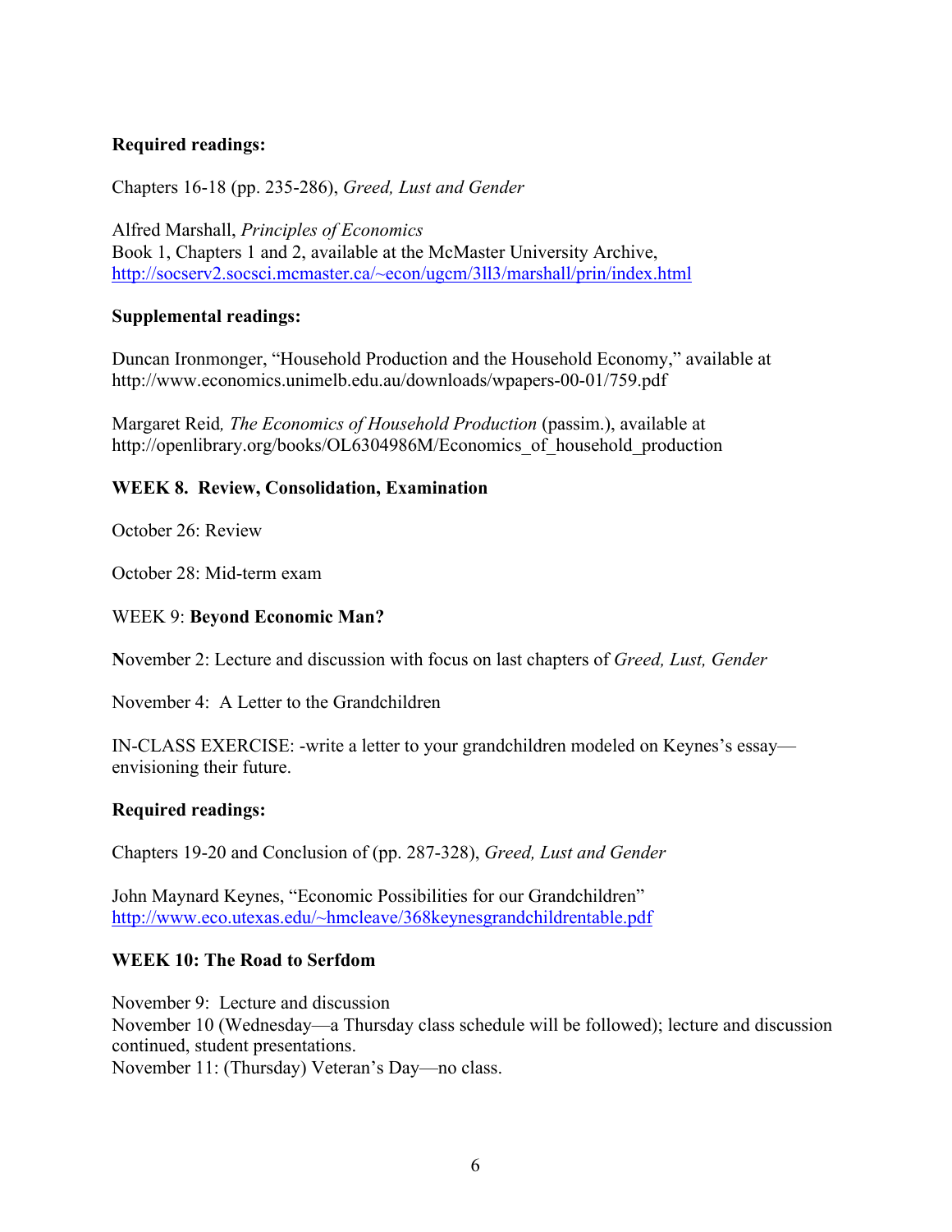**Required readings:**

Chapters 16-18 (pp. 235-286), *Greed, Lust and Gender*

Alfred Marshall, *Principles of Economics*
Book 1, Chapters 1 and 2, available at the McMaster University Archive, http://socserv2.socsci.mcmaster.ca/~econ/ugcm/3ll3/marshall/prin/index.html

**Supplemental readings:**

Duncan Ironmonger, "Household Production and the Household Economy," available at http://www.economics.unimelb.edu.au/downloads/wpapers-00-01/759.pdf

Margaret Reid*, The Economics of Household Production* (passim.), available at http://openlibrary.org/books/OL6304986M/Economics_of_household_production

**WEEK 8. Review, Consolidation, Examination**

October 26: Review

October 28: Mid-term exam

WEEK 9: **Beyond Economic Man?**

**N**ovember 2: Lecture and discussion with focus on last chapters of *Greed, Lust, Gender*

November 4: A Letter to the Grandchildren

IN-CLASS EXERCISE: -write a letter to your grandchildren modeled on Keynes's essay—envisioning their future.

**Required readings:**

Chapters 19-20 and Conclusion of (pp. 287-328), *Greed, Lust and Gender*

John Maynard Keynes, "Economic Possibilities for our Grandchildren"
http://www.eco.utexas.edu/~hmcleave/368keynesgrandchildrentable.pdf

**WEEK 10: The Road to Serfdom**

November 9: Lecture and discussion
November 10 (Wednesday—a Thursday class schedule will be followed); lecture and discussion continued, student presentations.
November 11: (Thursday) Veteran's Day—no class.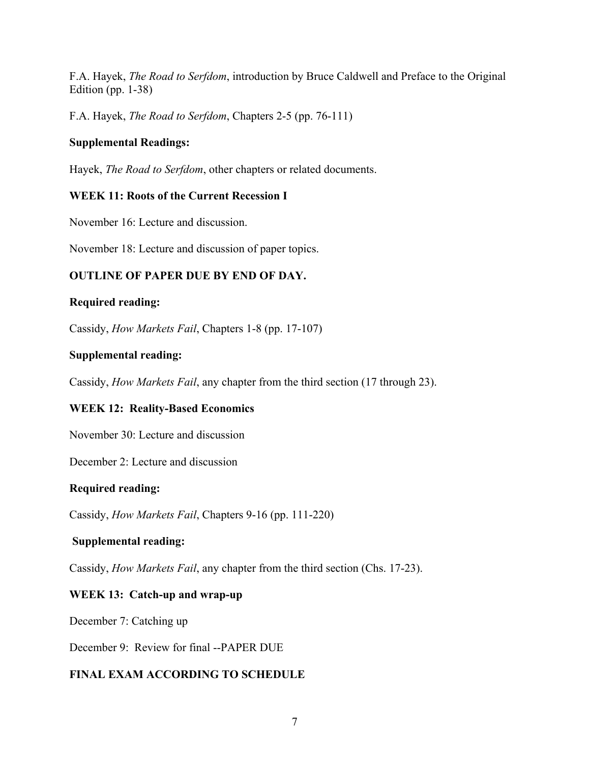F.A. Hayek, *The Road to Serfdom*, introduction by Bruce Caldwell and Preface to the Original Edition (pp. 1-38)

F.A. Hayek, *The Road to Serfdom*, Chapters 2-5 (pp. 76-111)

**Supplemental Readings:**

Hayek, *The Road to Serfdom*, other chapters or related documents.

**WEEK 11: Roots of the Current Recession I**

November 16: Lecture and discussion.

November 18: Lecture and discussion of paper topics.

**OUTLINE OF PAPER DUE BY END OF DAY.**

**Required reading:**

Cassidy, *How Markets Fail*, Chapters 1-8 (pp. 17-107)

**Supplemental reading:**

Cassidy, *How Markets Fail*, any chapter from the third section (17 through 23).

**WEEK 12: Reality-Based Economics**

November 30: Lecture and discussion

December 2: Lecture and discussion

**Required reading:**

Cassidy, *How Markets Fail*, Chapters 9-16 (pp. 111-220)

**Supplemental reading:**

Cassidy, *How Markets Fail*, any chapter from the third section (Chs. 17-23).

**WEEK 13: Catch-up and wrap-up**

December 7: Catching up

December 9: Review for final --PAPER DUE

**FINAL EXAM ACCORDING TO SCHEDULE**